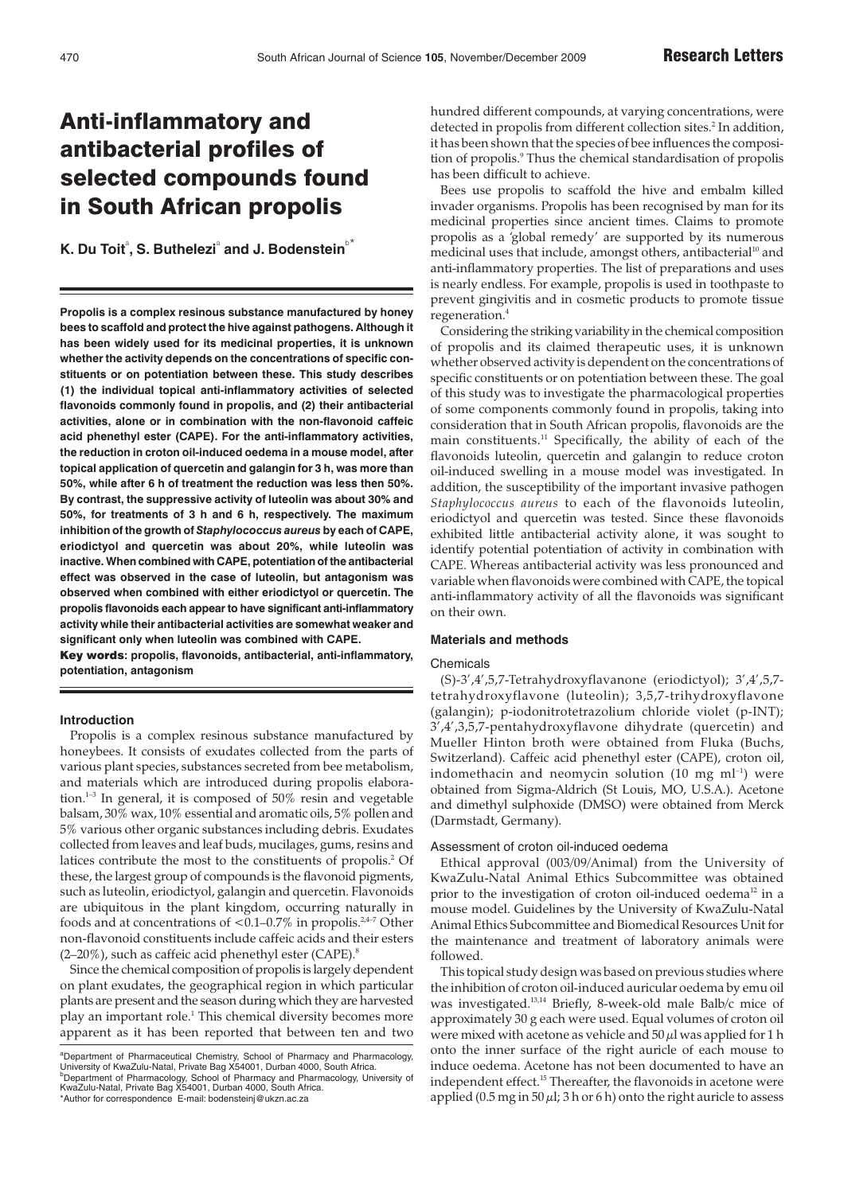# Anti-inflammatory and antibacterial profiles of selected compounds found in South African propolis

**K. Du Toit[a], S. Buthelezi[a] and J. Bodenstein[b*]**

**Propolis is a complex resinous substance manufactured by honey bees to scaffold and protect the hive against pathogens. Although it has been widely used for its medicinal properties, it is unknown whether the activity depends on the concentrations of specific constituents or on potentiation between these. This study describes (1) the individual topical anti-inflammatory activities of selected flavonoids commonly found in propolis, and (2) their antibacterial activities, alone or in combination with the non-flavonoid caffeic acid phenethyl ester (CAPE). For the anti-inflammatory activities, the reduction in croton oil-induced oedema in a mouse model, after topical application of quercetin and galangin for 3 h, was more than 50%, while after 6 h of treatment the reduction was less then 50%. By contrast, the suppressive activity of luteolin was about 30% and 50%, for treatments of 3 h and 6 h, respectively. The maximum inhibition of the growth of *Staphylococcus aureus* by each of CAPE, eriodictyol and quercetin was about 20%, while luteolin was inactive. When combined with CAPE, potentiation of the antibacterial effect was observed in the case of luteolin, but antagonism was observed when combined with either eriodictyol or quercetin. The propolis flavonoids each appear to have significant anti-inflammatory activity while their antibacterial activities are somewhat weaker and significant only when luteolin was combined with CAPE.**

**Key words: propolis, flavonoids, antibacterial, anti-inflammatory, potentiation, antagonism**

## Introduction

Propolis is a complex resinous substance manufactured by honeybees. It consists of exudates collected from the parts of various plant species, substances secreted from bee metabolism, and materials which are introduced during propolis elaboration.[1–3] In general, it is composed of 50% resin and vegetable balsam, 30% wax, 10% essential and aromatic oils, 5% pollen and 5% various other organic substances including debris. Exudates collected from leaves and leaf buds, mucilages, gums, resins and latices contribute the most to the constituents of propolis.[2] Of these, the largest group of compounds is the flavonoid pigments, such as luteolin, eriodictyol, galangin and quercetin. Flavonoids are ubiquitous in the plant kingdom, occurring naturally in foods and at concentrations of <0.1–0.7% in propolis.[2,4–7] Other non-flavonoid constituents include caffeic acids and their esters (2–20%), such as caffeic acid phenethyl ester (CAPE).[8]

Since the chemical composition of propolis is largely dependent on plant exudates, the geographical region in which particular plants are present and the season during which they are harvested play an important role.[1] This chemical diversity becomes more apparent as it has been reported that between ten and two hundred different compounds, at varying concentrations, were detected in propolis from different collection sites.[2] In addition, it has been shown that the species of bee influences the composition of propolis.[9] Thus the chemical standardisation of propolis has been difficult to achieve.

Bees use propolis to scaffold the hive and embalm killed invader organisms. Propolis has been recognised by man for its medicinal properties since ancient times. Claims to promote propolis as a 'global remedy' are supported by its numerous medicinal uses that include, amongst others, antibacterial[10] and anti-inflammatory properties. The list of preparations and uses is nearly endless. For example, propolis is used in toothpaste to prevent gingivitis and in cosmetic products to promote tissue regeneration.[4]

Considering the striking variability in the chemical composition of propolis and its claimed therapeutic uses, it is unknown whether observed activity is dependent on the concentrations of specific constituents or on potentiation between these. The goal of this study was to investigate the pharmacological properties of some components commonly found in propolis, taking into consideration that in South African propolis, flavonoids are the main constituents.[11] Specifically, the ability of each of the flavonoids luteolin, quercetin and galangin to reduce croton oil-induced swelling in a mouse model was investigated. In addition, the susceptibility of the important invasive pathogen *Staphylococcus aureus* to each of the flavonoids luteolin, eriodictyol and quercetin was tested. Since these flavonoids exhibited little antibacterial activity alone, it was sought to identify potential potentiation of activity in combination with CAPE. Whereas antibacterial activity was less pronounced and variable when flavonoids were combined with CAPE, the topical anti-inflammatory activity of all the flavonoids was significant on their own.

## Materials and methods

### Chemicals

(S)-3′,4′,5,7-Tetrahydroxyflavanone (eriodictyol); 3′,4′,5,7-tetrahydroxyflavone (luteolin); 3,5,7-trihydroxyflavone (galangin); p-iodonitrotetrazolium chloride violet (p-INT); 3′,4′,3,5,7-pentahydroxyflavone dihydrate (quercetin) and Mueller Hinton broth were obtained from Fluka (Buchs, Switzerland). Caffeic acid phenethyl ester (CAPE), croton oil, indomethacin and neomycin solution (10 mg ml$^{-1}$) were obtained from Sigma-Aldrich (St Louis, MO, U.S.A.). Acetone and dimethyl sulphoxide (DMSO) were obtained from Merck (Darmstadt, Germany).

### Assessment of croton oil-induced oedema

Ethical approval (003/09/Animal) from the University of KwaZulu-Natal Animal Ethics Subcommittee was obtained prior to the investigation of croton oil-induced oedema[12] in a mouse model. Guidelines by the University of KwaZulu-Natal Animal Ethics Subcommittee and Biomedical Resources Unit for the maintenance and treatment of laboratory animals were followed.

This topical study design was based on previous studies where the inhibition of croton oil-induced auricular oedema by emu oil was investigated.[13,14] Briefly, 8-week-old male Balb/c mice of approximately 30 g each were used. Equal volumes of croton oil were mixed with acetone as vehicle and 50 $\mu$l was applied for 1 h onto the inner surface of the right auricle of each mouse to induce oedema. Acetone has not been documented to have an independent effect.[15] Thereafter, the flavonoids in acetone were applied (0.5 mg in 50 $\mu$l; 3 h or 6 h) onto the right auricle to assess

[a]Department of Pharmaceutical Chemistry, School of Pharmacy and Pharmacology, University of KwaZulu-Natal, Private Bag X54001, Durban 4000, South Africa.
[b]Department of Pharmacology, School of Pharmacy and Pharmacology, University of KwaZulu-Natal, Private Bag X54001, Durban 4000, South Africa.
*Author for correspondence E-mail: bodensteinj@ukzn.ac.za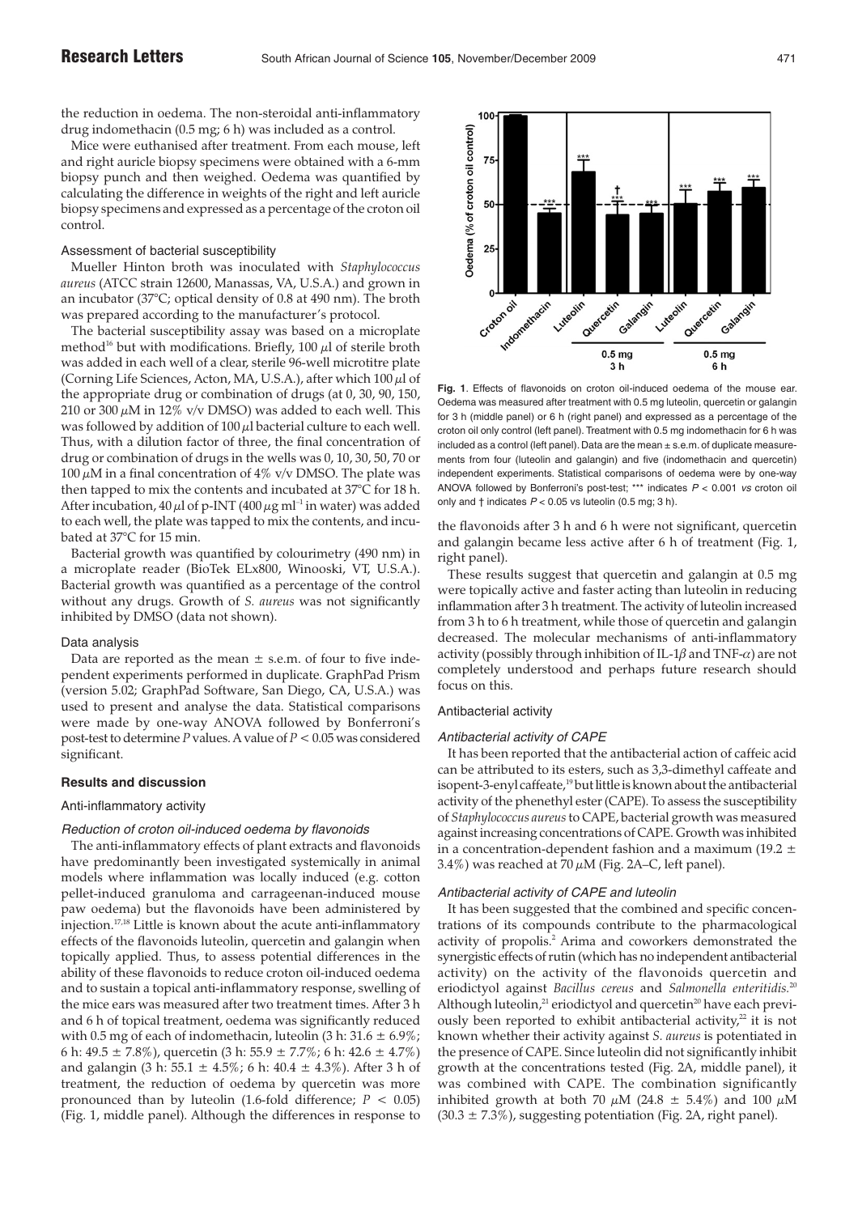the reduction in oedema. The non-steroidal anti-inflammatory drug indomethacin (0.5 mg; 6 h) was included as a control.

Mice were euthanised after treatment. From each mouse, left and right auricle biopsy specimens were obtained with a 6-mm biopsy punch and then weighed. Oedema was quantified by calculating the difference in weights of the right and left auricle biopsy specimens and expressed as a percentage of the croton oil control.

### Assessment of bacterial susceptibility

Mueller Hinton broth was inoculated with *Staphylococcus aureus* (ATCC strain 12600, Manassas, VA, U.S.A.) and grown in an incubator (37°C; optical density of 0.8 at 490 nm). The broth was prepared according to the manufacturer's protocol.

The bacterial susceptibility assay was based on a microplate method[16] but with modifications. Briefly, 100 $\mu$l of sterile broth was added in each well of a clear, sterile 96-well microtitre plate (Corning Life Sciences, Acton, MA, U.S.A.), after which 100 $\mu$l of the appropriate drug or combination of drugs (at 0, 30, 90, 150, 210 or 300 $\mu$M in 12% v/v DMSO) was added to each well. This was followed by addition of 100 $\mu$l bacterial culture to each well. Thus, with a dilution factor of three, the final concentration of drug or combination of drugs in the wells was 0, 10, 30, 50, 70 or 100 $\mu$M in a final concentration of 4% v/v DMSO. The plate was then tapped to mix the contents and incubated at 37°C for 18 h. After incubation, 40 $\mu$l of p-INT (400 $\mu$g $ml^{-1}$ in water) was added to each well, the plate was tapped to mix the contents, and incubated at 37°C for 15 min.

Bacterial growth was quantified by colourimetry (490 nm) in a microplate reader (BioTek ELx800, Winooski, VT, U.S.A.). Bacterial growth was quantified as a percentage of the control without any drugs. Growth of *S. aureus* was not significantly inhibited by DMSO (data not shown).

### Data analysis

Data are reported as the mean ± s.e.m. of four to five independent experiments performed in duplicate. GraphPad Prism (version 5.02; GraphPad Software, San Diego, CA, U.S.A.) was used to present and analyse the data. Statistical comparisons were made by one-way ANOVA followed by Bonferroni's post-test to determine *P* values. A value of $P < 0.05$ was considered significant.

## Results and discussion

### Anti-inflammatory activity

#### *Reduction of croton oil-induced oedema by flavonoids*

The anti-inflammatory effects of plant extracts and flavonoids have predominantly been investigated systemically in animal models where inflammation was locally induced (e.g. cotton pellet-induced granuloma and carrageenan-induced mouse paw oedema) but the flavonoids have been administered by injection.[17,18] Little is known about the acute anti-inflammatory effects of the flavonoids luteolin, quercetin and galangin when topically applied. Thus, to assess potential differences in the ability of these flavonoids to reduce croton oil-induced oedema and to sustain a topical anti-inflammatory response, swelling of the mice ears was measured after two treatment times. After 3 h and 6 h of topical treatment, oedema was significantly reduced with 0.5 mg of each of indomethacin, luteolin (3 h: 31.6 ± 6.9%; 6 h: 49.5 ± 7.8%), quercetin (3 h: 55.9 ± 7.7%; 6 h: 42.6 ± 4.7%) and galangin (3 h: 55.1 ± 4.5%; 6 h: 40.4 ± 4.3%). After 3 h of treatment, the reduction of oedema by quercetin was more pronounced than by luteolin (1.6-fold difference; $P < 0.05$) (Fig. 1, middle panel). Although the differences in response to the flavonoids after 3 h and 6 h were not significant, quercetin and galangin became less active after 6 h of treatment (Fig. 1, right panel).

**Fig. 1**. Effects of flavonoids on croton oil-induced oedema of the mouse ear. Oedema was measured after treatment with 0.5 mg luteolin, quercetin or galangin for 3 h (middle panel) or 6 h (right panel) and expressed as a percentage of the croton oil only control (left panel). Treatment with 0.5 mg indomethacin for 6 h was included as a control (left panel). Data are the mean ± s.e.m. of duplicate measurements from four (luteolin and galangin) and five (indomethacin and quercetin) independent experiments. Statistical comparisons of oedema were by one-way ANOVA followed by Bonferroni's post-test; *** indicates $P < 0.001$ *vs* croton oil only and † indicates $P < 0.05$ vs luteolin (0.5 mg; 3 h).

These results suggest that quercetin and galangin at 0.5 mg were topically active and faster acting than luteolin in reducing inflammation after 3 h treatment. The activity of luteolin increased from 3 h to 6 h treatment, while those of quercetin and galangin decreased. The molecular mechanisms of anti-inflammatory activity (possibly through inhibition of IL-1$\beta$ and TNF-$\alpha$) are not completely understood and perhaps future research should focus on this.

### Antibacterial activity

#### *Antibacterial activity of CAPE*

It has been reported that the antibacterial action of caffeic acid can be attributed to its esters, such as 3,3-dimethyl caffeate and isopent-3-enyl caffeate,[19] but little is known about the antibacterial activity of the phenethyl ester (CAPE). To assess the susceptibility of *Staphylococcus aureus* to CAPE, bacterial growth was measured against increasing concentrations of CAPE. Growth was inhibited in a concentration-dependent fashion and a maximum (19.2 ± 3.4%) was reached at 70 $\mu$M (Fig. 2A–C, left panel).

#### *Antibacterial activity of CAPE and luteolin*

It has been suggested that the combined and specific concentrations of its compounds contribute to the pharmacological activity of propolis.[2] Arima and coworkers demonstrated the synergistic effects of rutin (which has no independent antibacterial activity) on the activity of the flavonoids quercetin and eriodictyol against *Bacillus cereus* and *Salmonella enteritidis*.[20] Although luteolin,[21] eriodictyol and quercetin[20] have each previously been reported to exhibit antibacterial activity,[22] it is not known whether their activity against *S. aureus* is potentiated in the presence of CAPE. Since luteolin did not significantly inhibit growth at the concentrations tested (Fig. 2A, middle panel), it was combined with CAPE. The combination significantly inhibited growth at both 70 $\mu$M (24.8 ± 5.4%) and 100 $\mu$M (30.3 ± 7.3%), suggesting potentiation (Fig. 2A, right panel).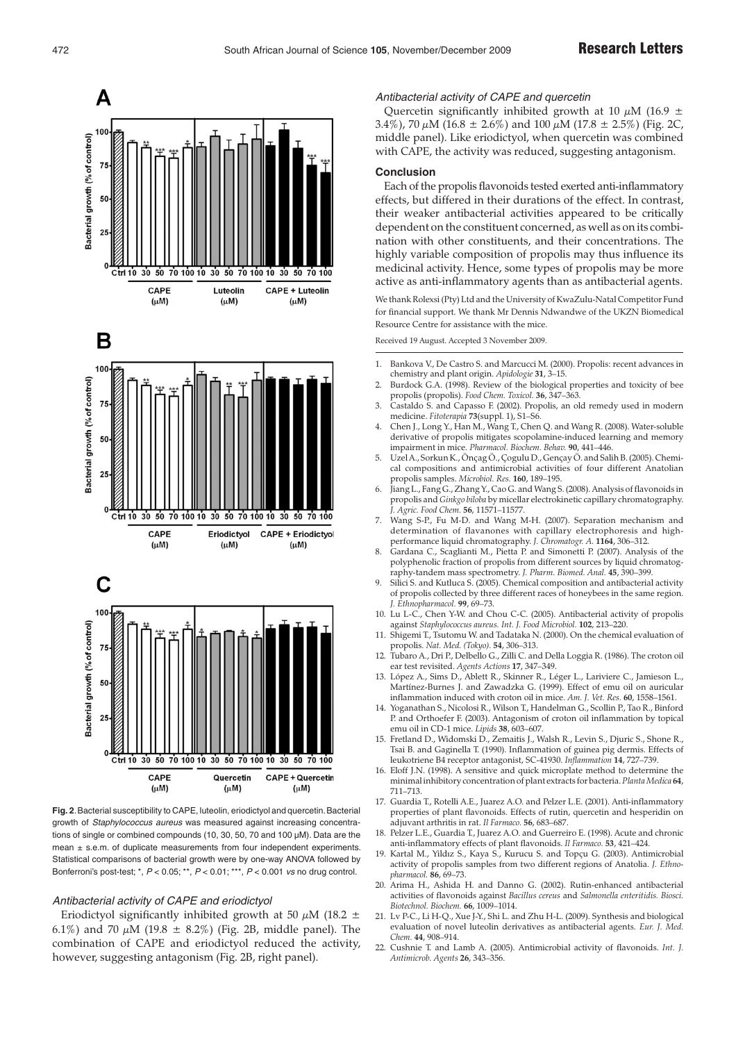A

Bacterial growth (% of control)

100
75
50
25
0

Ctrl 10 30 50 70 100 10 30 50 70 100 10 30 50 70 100

CAPE (μM)
Luteolin (μM)
CAPE + Luteolin (μM)

B

Bacterial growth (% of control)

100
75
50
25
0

Ctrl 10 30 50 70 100 10 30 50 70 100 10 30 50 70 100

CAPE (μM)
Eriodictyol (μM)
CAPE + Eriodictyol (μM)

C

Bacterial growth (% of control)

100
75
50
25
0

Ctrl 10 30 50 70 100 10 30 50 70 100 10 30 50 70 100

CAPE (μM)
Quercetin (μM)
CAPE + Quercetin (μM)

**Fig. 2**. Bacterial susceptibility to CAPE, luteolin, eriodictyol and quercetin. Bacterial growth of *Staphylococcus aureus* was measured against increasing concentrations of single or combined compounds (10, 30, 50, 70 and 100 μM). Data are the mean ± s.e.m. of duplicate measurements from four independent experiments. Statistical comparisons of bacterial growth were by one-way ANOVA followed by Bonferroni's post-test; *, $P < 0.05$; **, $P < 0.01$; ***, $P < 0.001$ *vs* no drug control.

### *Antibacterial activity of CAPE and eriodictyol*

Eriodictyol significantly inhibited growth at 50 μM (18.2 ± 6.1%) and 70 μM (19.8 ± 8.2%) (Fig. 2B, middle panel). The combination of CAPE and eriodictyol reduced the activity, however, suggesting antagonism (Fig. 2B, right panel).

### *Antibacterial activity of CAPE and quercetin*

Quercetin significantly inhibited growth at 10 μM (16.9 ± 3.4%), 70 μM (16.8 ± 2.6%) and 100 μM (17.8 ± 2.5%) (Fig. 2C, middle panel). Like eriodictyol, when quercetin was combined with CAPE, the activity was reduced, suggesting antagonism.

## Conclusion

Each of the propolis flavonoids tested exerted anti-inflammatory effects, but differed in their durations of the effect. In contrast, their weaker antibacterial activities appeared to be critically dependent on the constituent concerned, as well as on its combination with other constituents, and their concentrations. The highly variable composition of propolis may thus influence its medicinal activity. Hence, some types of propolis may be more active as anti-inflammatory agents than as antibacterial agents.

We thank Rolexsi (Pty) Ltd and the University of KwaZulu-Natal Competitor Fund for financial support. We thank Mr Dennis Ndwandwe of the UKZN Biomedical Resource Centre for assistance with the mice.

Received 19 August. Accepted 3 November 2009.

1. Bankova V., De Castro S. and Marcucci M. (2000). Propolis: recent advances in chemistry and plant origin. *Apidologie* **31**, 3–15.
2. Burdock G.A. (1998). Review of the biological properties and toxicity of bee propolis (propolis). *Food Chem. Toxicol.* **36**, 347–363.
3. Castaldo S. and Capasso F. (2002). Propolis, an old remedy used in modern medicine. *Fitoterapia* **73**(suppl. 1), S1–S6.
4. Chen J., Long Y., Han M., Wang T., Chen Q. and Wang R. (2008). Water-soluble derivative of propolis mitigates scopolamine-induced learning and memory impairment in mice. *Pharmacol. Biochem. Behav.* **90**, 441–446.
5. Uzel A., Sorkun K., Önçag Ö., Çogulu D., Gençay Ö. and Salih B. (2005). Chemical compositions and antimicrobial activities of four different Anatolian propolis samples. *Microbiol. Res.* **160**, 189–195.
6. Jiang L., Fang G., Zhang Y., Cao G. and Wang S. (2008). Analysis of flavonoids in propolis and *Ginkgo biloba* by micellar electrokinetic capillary chromatography. *J. Agric. Food Chem.* **56**, 11571–11577.
7. Wang S-P., Fu M-D. and Wang M-H. (2007). Separation mechanism and determination of flavanones with capillary electrophoresis and high-performance liquid chromatography. *J. Chromatogr. A.* **1164**, 306–312.
8. Gardana C., Scaglianti M., Pietta P. and Simonetti P. (2007). Analysis of the polyphenolic fraction of propolis from different sources by liquid chromatography-tandem mass spectrometry. *J. Pharm. Biomed. Anal.* **45**, 390–399.
9. Silici S. and Kutluca S. (2005). Chemical composition and antibacterial activity of propolis collected by three different races of honeybees in the same region. *J. Ethnopharmacol.* **99**, 69–73.
10. Lu L-C., Chen Y-W. and Chou C-C. (2005). Antibacterial activity of propolis against *Staphylococcus aureus*. *Int. J. Food Microbiol.* **102**, 213–220.
11. Shigemi T., Tsutomu W. and Tadataka N. (2000). On the chemical evaluation of propolis. *Nat. Med. (Tokyo)*. **54**, 306–313.
12. Tubaro A., Dri P., Delbello G., Zilli C. and Della Loggia R. (1986). The croton oil ear test revisited. *Agents Actions* **17**, 347–349.
13. López A., Sims D., Ablett R., Skinner R., Léger L., Lariviere C., Jamieson L., Martínez-Burnes J. and Zawadzka G. (1999). Effect of emu oil on auricular inflammation induced with croton oil in mice. *Am. J. Vet. Res.* **60**, 1558–1561.
14. Yoganathan S., Nicolosi R., Wilson T., Handelman G., Scollin P., Tao R., Binford P. and Orthoefer F. (2003). Antagonism of croton oil inflammation by topical emu oil in CD-1 mice. *Lipids* **38**, 603–607.
15. Fretland D., Widomski D., Zemaitis J., Walsh R., Levin S., Djuric S., Shone R., Tsai B. and Gaginella T. (1990). Inflammation of guinea pig dermis. Effects of leukotriene B4 receptor antagonist, SC-41930. *Inflammation* **14**, 727–739.
16. Eloff J.N. (1998). A sensitive and quick microplate method to determine the minimal inhibitory concentration of plant extracts for bacteria. *Planta Medica* **64**, 711–713.
17. Guardia T., Rotelli A.E., Juarez A.O. and Pelzer L.E. (2001). Anti-inflammatory properties of plant flavonoids. Effects of rutin, quercetin and hesperidin on adjuvant arthritis in rat. *Il Farmaco.* **56**, 683–687.
18. Pelzer L.E., Guardia T., Juarez A.O. and Guerreiro E. (1998). Acute and chronic anti-inflammatory effects of plant flavonoids. *Il Farmaco.* **53**, 421–424.
19. Kartal M., Yildız S., Kaya S., Kurucu S. and Topçu G. (2003). Antimicrobial activity of propolis samples from two different regions of Anatolia. *J. Ethnopharmacol.* **86**, 69–73.
20. Arima H., Ashida H. and Danno G. (2002). Rutin-enhanced antibacterial activities of flavonoids against *Bacillus cereus* and *Salmonella enteritidis*. *Biosci. Biotechnol. Biochem.* **66**, 1009–1014.
21. Lv P-C., Li H-Q., Xue J-Y., Shi L. and Zhu H-L. (2009). Synthesis and biological evaluation of novel luteolin derivatives as antibacterial agents. *Eur. J. Med. Chem.* **44**, 908–914.
22. Cushnie T. and Lamb A. (2005). Antimicrobial activity of flavonoids. *Int. J. Antimicrob. Agents* **26**, 343–356.